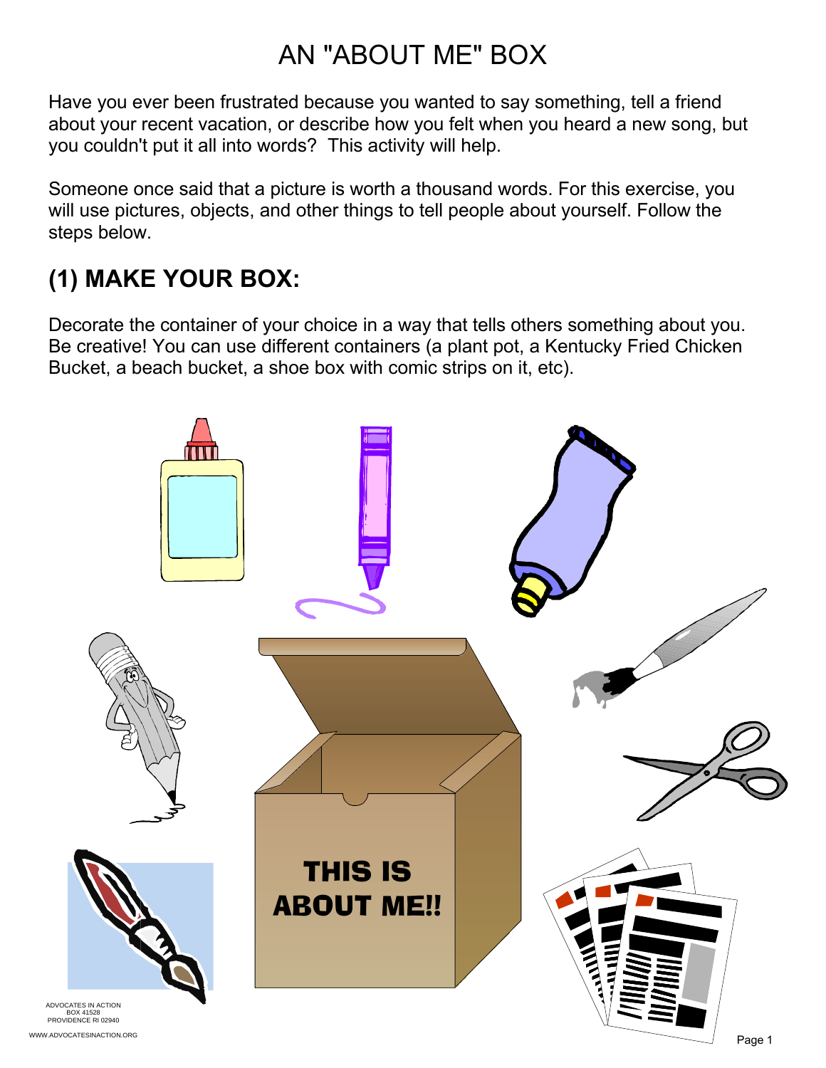# AN "ABOUT ME" BOX

Have you ever been frustrated because you wanted to say something, tell a friend about your recent vacation, or describe how you felt when you heard a new song, but you couldn't put it all into words?  This activity will help.

Someone once said that a picture is worth a thousand words. For this exercise, you will use pictures, objects, and other things to tell people about yourself. Follow the steps below.

## (1) MAKE YOUR BOX:

Decorate the container of your choice in a way that tells others something about you. Be creative! You can use different containers (a plant pot, a Kentucky Fried Chicken Bucket, a beach bucket, a shoe box with comic strips on it, etc).

THIS IS ABOUT ME!!

ADVOCATES IN ACTION
BOX 41528
PROVIDENCE RI 02940

WWW.ADVOCATESINACTION.ORG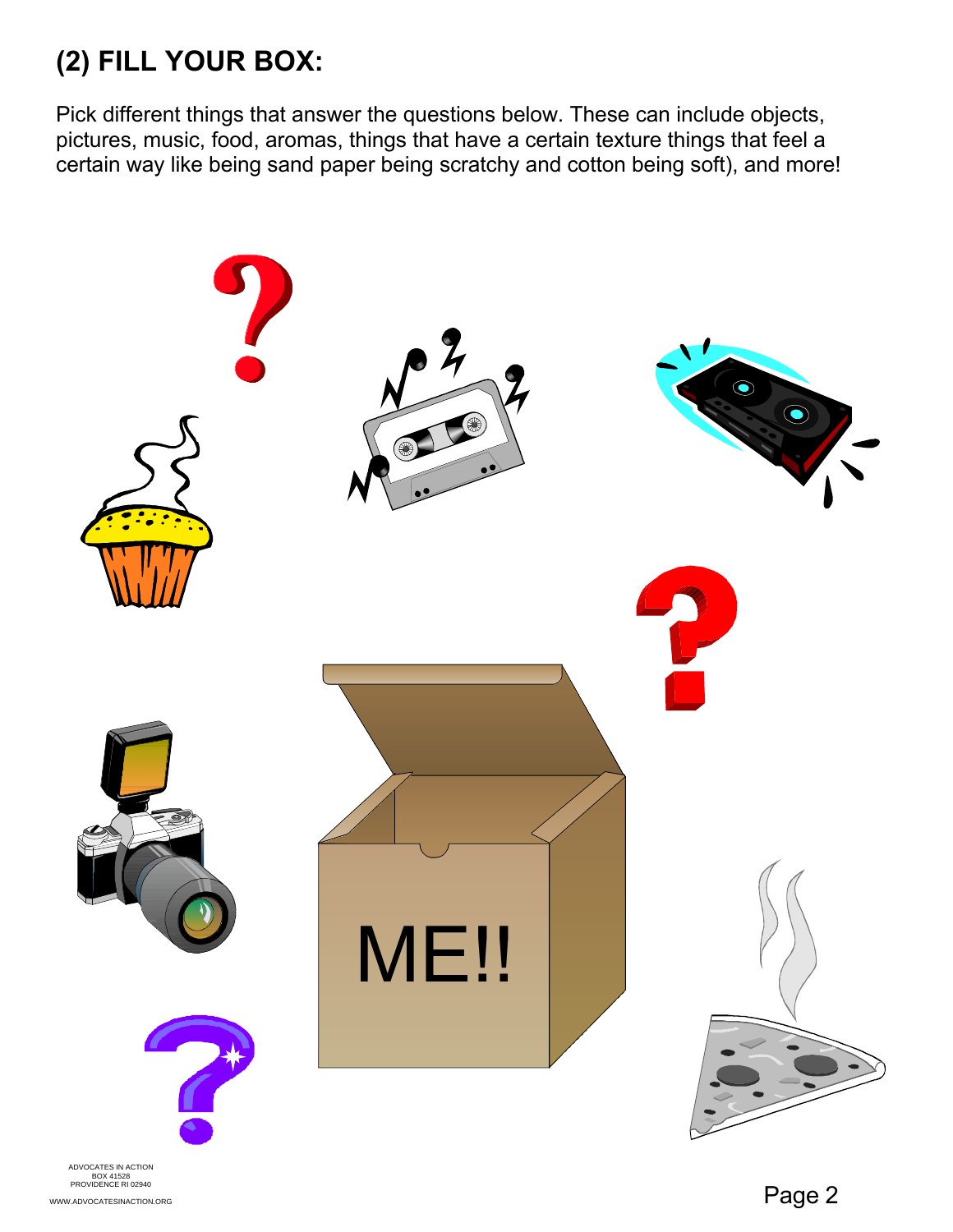## (2) FILL YOUR BOX:

Pick different things that answer the questions below. These can include objects, pictures, music, food, aromas, things that have a certain texture things that feel a certain way like being sand paper being scratchy and cotton being soft), and more!

ME!!

ADVOCATES IN ACTION
BOX 41528
PROVIDENCE RI 02940
WWW.ADVOCATESINACTION.ORG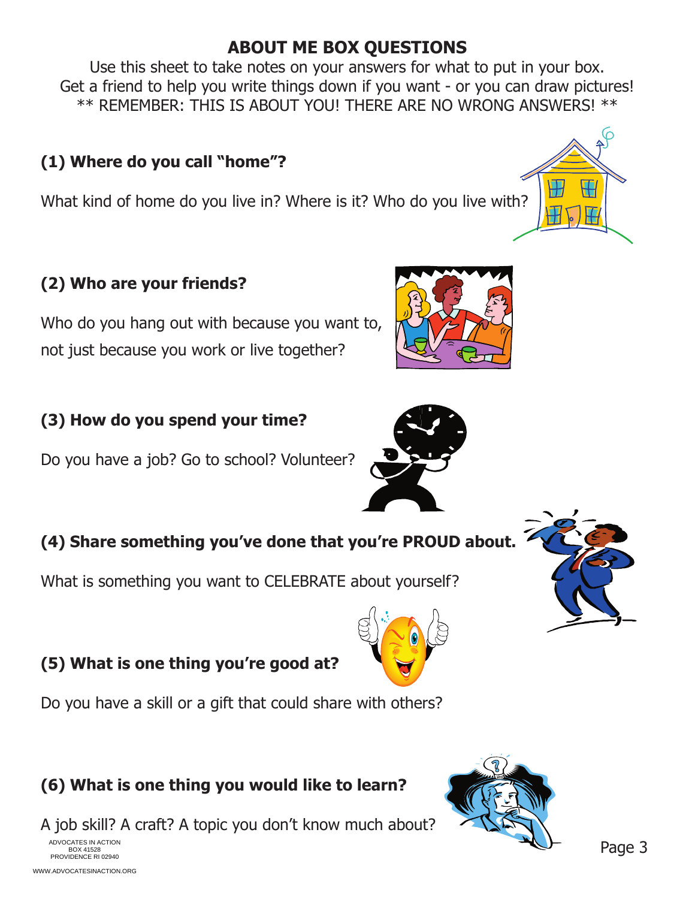# ABOUT ME BOX QUESTIONS

Use this sheet to take notes on your answers for what to put in your box.
Get a friend to help you write things down if you want - or you can draw pictures!
** REMEMBER: THIS IS ABOUT YOU! THERE ARE NO WRONG ANSWERS! **

## (1) Where do you call "home"?

What kind of home do you live in? Where is it? Who do you live with?

## (2) Who are your friends?

Who do you hang out with because you want to, not just because you work or live together?

## (3) How do you spend your time?

Do you have a job? Go to school? Volunteer?

## (4) Share something you've done that you're PROUD about.

What is something you want to CELEBRATE about yourself?

## (5) What is one thing you're good at?

Do you have a skill or a gift that could share with others?

## (6) What is one thing you would like to learn?

A job skill? A craft? A topic you don't know much about?

ADVOCATES IN ACTION
BOX 41528
PROVIDENCE RI 02940

WWW.ADVOCATESINACTION.ORG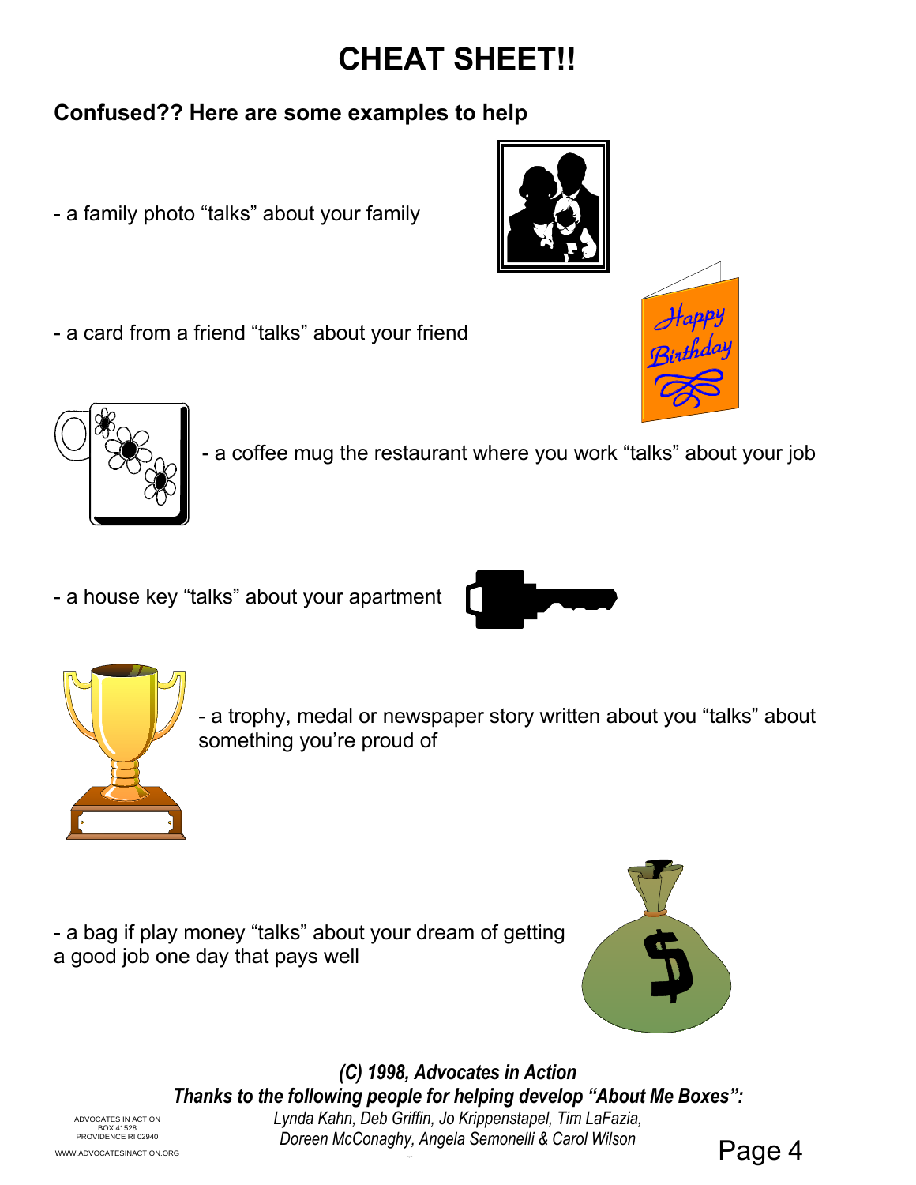# CHEAT SHEET!!

**Confused?? Here are some examples to help**

- a family photo "talks" about your family

- a card from a friend "talks" about your friend

- a coffee mug the restaurant where you work "talks" about your job

- a house key "talks" about your apartment

- a trophy, medal or newspaper story written about you "talks" about something you're proud of

- a bag if play money "talks" about your dream of getting a good job one day that pays well

***(C) 1998, Advocates in Action***

***Thanks to the following people for helping develop "About Me Boxes":***

*Lynda Kahn, Deb Griffin, Jo Krippenstapel, Tim LaFazia, Doreen McConaghy, Angela Semonelli & Carol Wilson*

ADVOCATES IN ACTION
BOX 41528
PROVIDENCE RI 02940
WWW.ADVOCATESINACTION.ORG